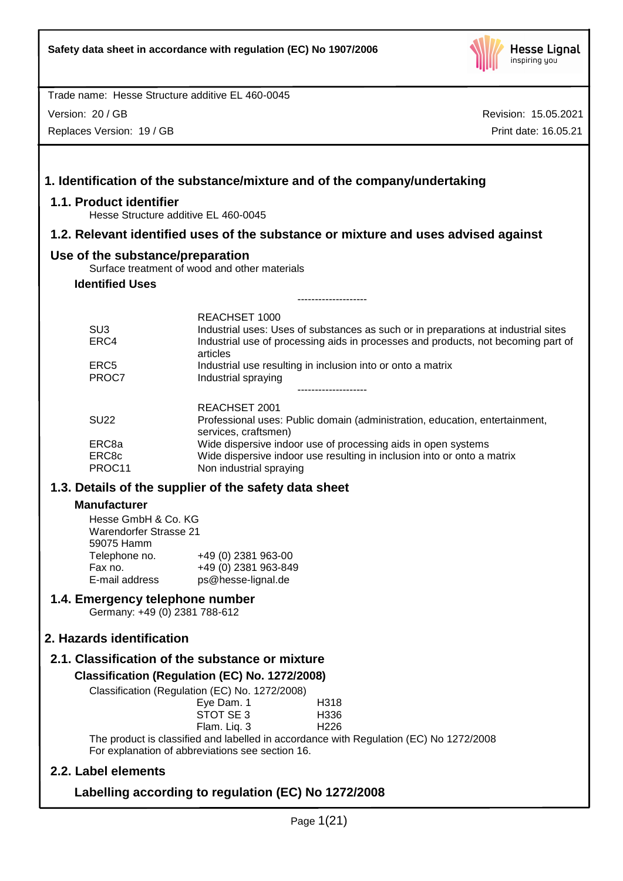Safety data sheet in accordance with regulation (EC) No 1907/2006

Trade name: Hesse Structure additive EL 460-0045

Version: 20 / GB
Replaces Version: 19 / GB

Revision: 15.05.2021
Print date: 16.05.21

# 1. Identification of the substance/mixture and of the company/undertaking

## 1.1. Product identifier

Hesse Structure additive EL 460-0045

## 1.2. Relevant identified uses of the substance or mixture and uses advised against

## Use of the substance/preparation

Surface treatment of wood and other materials

### Identified Uses

--------------------

| | REACHSET 1000 |
|---|---|
| SU3 | Industrial uses: Uses of substances as such or in preparations at industrial sites |
| ERC4 | Industrial use of processing aids in processes and products, not becoming part of articles |
| ERC5 | Industrial use resulting in inclusion into or onto a matrix |
| PROC7 | Industrial spraying |

--------------------

| | REACHSET 2001 |
|---|---|
| SU22 | Professional uses: Public domain (administration, education, entertainment, services, craftsmen) |
| ERC8a | Wide dispersive indoor use of processing aids in open systems |
| ERC8c | Wide dispersive indoor use resulting in inclusion into or onto a matrix |
| PROC11 | Non industrial spraying |

## 1.3. Details of the supplier of the safety data sheet

### Manufacturer

Hesse GmbH & Co. KG
Warendorfer Strasse 21
59075 Hamm

| | |
|---|---|
| Telephone no. | +49 (0) 2381 963-00 |
| Fax no. | +49 (0) 2381 963-849 |
| E-mail address | ps@hesse-lignal.de |

## 1.4. Emergency telephone number

Germany: +49 (0) 2381 788-612

# 2. Hazards identification

## 2.1. Classification of the substance or mixture

### Classification (Regulation (EC) No. 1272/2008)

Classification (Regulation (EC) No. 1272/2008)

| | |
|---|---|
| Eye Dam. 1 | H318 |
| STOT SE 3 | H336 |
| Flam. Liq. 3 | H226 |

The product is classified and labelled in accordance with Regulation (EC) No 1272/2008
For explanation of abbreviations see section 16.

## 2.2. Label elements

### Labelling according to regulation (EC) No 1272/2008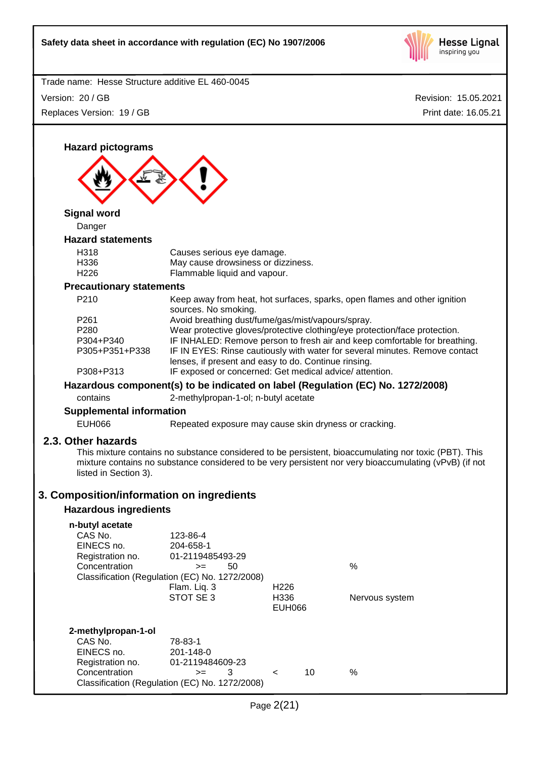Trade name: Hesse Structure additive EL 460-0045

Version: 20 / GB — Revision: 15.05.2021

Replaces Version: 19 / GB — Print date: 16.05.21

### Hazard pictograms

### Signal word

Danger

### Hazard statements

| | |
|---|---|
| H318 | Causes serious eye damage. |
| H336 | May cause drowsiness or dizziness. |
| H226 | Flammable liquid and vapour. |

### Precautionary statements

| | |
|---|---|
| P210 | Keep away from heat, hot surfaces, sparks, open flames and other ignition sources. No smoking. |
| P261 | Avoid breathing dust/fume/gas/mist/vapours/spray. |
| P280 | Wear protective gloves/protective clothing/eye protection/face protection. |
| P304+P340 | IF INHALED: Remove person to fresh air and keep comfortable for breathing. |
| P305+P351+P338 | IF IN EYES: Rinse cautiously with water for several minutes. Remove contact lenses, if present and easy to do. Continue rinsing. |
| P308+P313 | IF exposed or concerned: Get medical advice/ attention. |

### Hazardous component(s) to be indicated on label (Regulation (EC) No. 1272/2008)

contains — 2-methylpropan-1-ol; n-butyl acetate

### Supplemental information

| | |
|---|---|
| EUH066 | Repeated exposure may cause skin dryness or cracking. |

## 2.3. Other hazards

This mixture contains no substance considered to be persistent, bioaccumulating nor toxic (PBT). This mixture contains no substance considered to be very persistent nor very bioaccumulating (vPvB) (if not listed in Section 3).

# 3. Composition/information on ingredients

## Hazardous ingredients

**n-butyl acetate**

| | | | |
|---|---|---|---|
| CAS No. | 123-86-4 | | |
| EINECS no. | 204-658-1 | | |
| Registration no. | 01-2119485493-29 | | |
| Concentration | >= 50 | | % |

Classification (Regulation (EC) No. 1272/2008)

| | | |
|---|---|---|
| Flam. Liq. 3 | H226 | |
| STOT SE 3 | H336 | Nervous system |
| | EUH066 | |

**2-methylpropan-1-ol**

| | | | |
|---|---|---|---|
| CAS No. | 78-83-1 | | |
| EINECS no. | 201-148-0 | | |
| Registration no. | 01-2119484609-23 | | |
| Concentration | >= 3 | < 10 | % |

Classification (Regulation (EC) No. 1272/2008)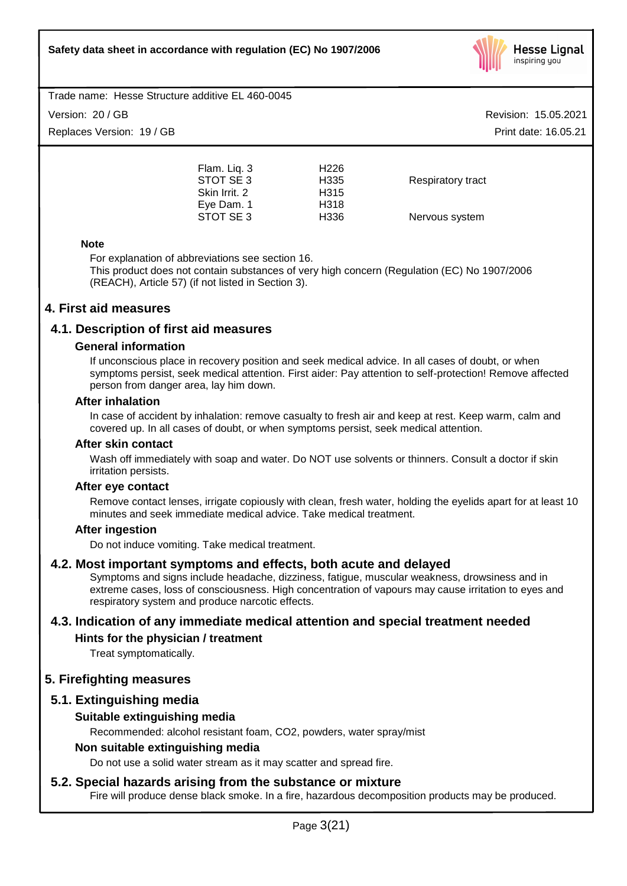| | | |
|---|---|---|
| Flam. Liq. 3 | H226 | |
| STOT SE 3 | H335 | Respiratory tract |
| Skin Irrit. 2 | H315 | |
| Eye Dam. 1 | H318 | |
| STOT SE 3 | H336 | Nervous system |

**Note**

For explanation of abbreviations see section 16.
This product does not contain substances of very high concern (Regulation (EC) No 1907/2006 (REACH), Article 57) (if not listed in Section 3).

# 4. First aid measures

## 4.1. Description of first aid measures

### General information

If unconscious place in recovery position and seek medical advice. In all cases of doubt, or when symptoms persist, seek medical attention. First aider: Pay attention to self-protection! Remove affected person from danger area, lay him down.

### After inhalation

In case of accident by inhalation: remove casualty to fresh air and keep at rest. Keep warm, calm and covered up. In all cases of doubt, or when symptoms persist, seek medical attention.

### After skin contact

Wash off immediately with soap and water. Do NOT use solvents or thinners. Consult a doctor if skin irritation persists.

### After eye contact

Remove contact lenses, irrigate copiously with clean, fresh water, holding the eyelids apart for at least 10 minutes and seek immediate medical advice. Take medical treatment.

### After ingestion

Do not induce vomiting. Take medical treatment.

## 4.2. Most important symptoms and effects, both acute and delayed

Symptoms and signs include headache, dizziness, fatigue, muscular weakness, drowsiness and in extreme cases, loss of consciousness. High concentration of vapours may cause irritation to eyes and respiratory system and produce narcotic effects.

## 4.3. Indication of any immediate medical attention and special treatment needed

### Hints for the physician / treatment

Treat symptomatically.

# 5. Firefighting measures

## 5.1. Extinguishing media

### Suitable extinguishing media

Recommended: alcohol resistant foam, CO2, powders, water spray/mist

### Non suitable extinguishing media

Do not use a solid water stream as it may scatter and spread fire.

## 5.2. Special hazards arising from the substance or mixture

Fire will produce dense black smoke. In a fire, hazardous decomposition products may be produced.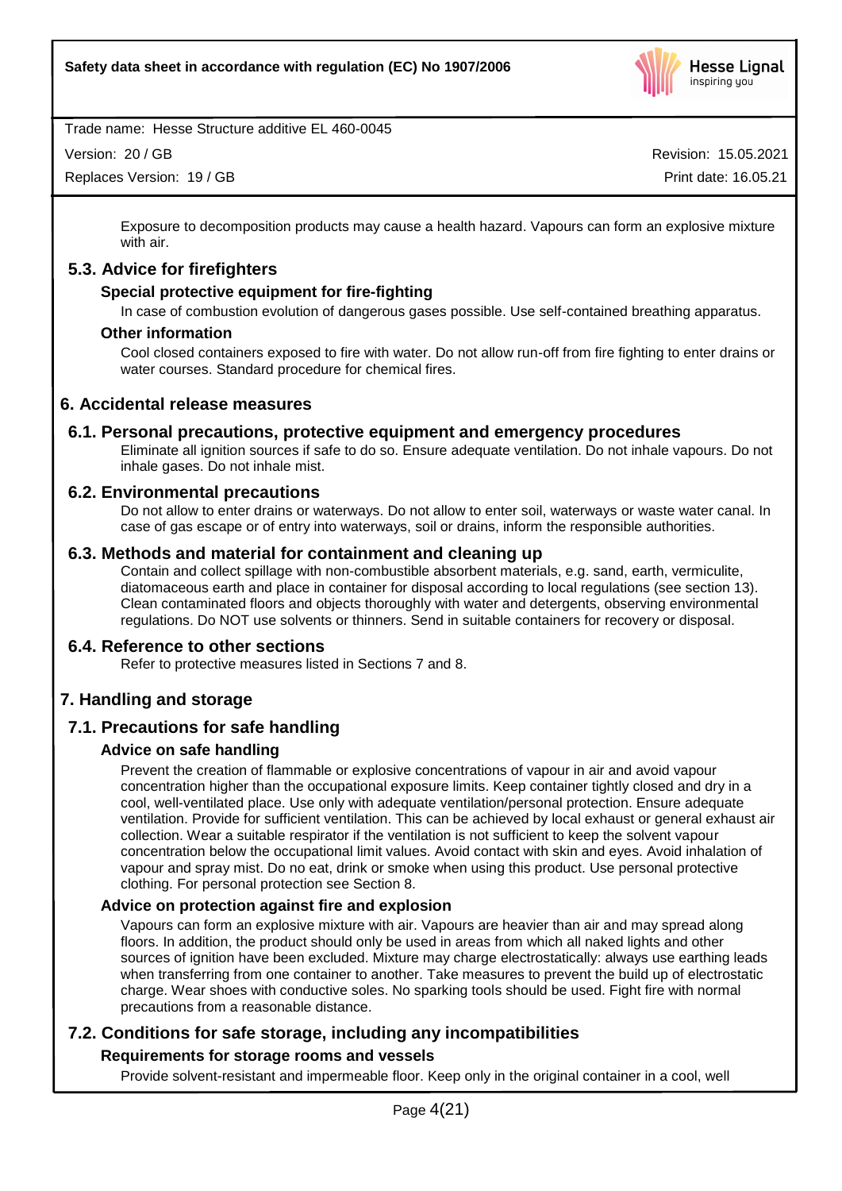Exposure to decomposition products may cause a health hazard. Vapours can form an explosive mixture with air.

### 5.3. Advice for firefighters

#### Special protective equipment for fire-fighting

In case of combustion evolution of dangerous gases possible. Use self-contained breathing apparatus.

#### Other information

Cool closed containers exposed to fire with water. Do not allow run-off from fire fighting to enter drains or water courses. Standard procedure for chemical fires.

## 6. Accidental release measures

### 6.1. Personal precautions, protective equipment and emergency procedures

Eliminate all ignition sources if safe to do so. Ensure adequate ventilation. Do not inhale vapours. Do not inhale gases. Do not inhale mist.

### 6.2. Environmental precautions

Do not allow to enter drains or waterways. Do not allow to enter soil, waterways or waste water canal. In case of gas escape or of entry into waterways, soil or drains, inform the responsible authorities.

### 6.3. Methods and material for containment and cleaning up

Contain and collect spillage with non-combustible absorbent materials, e.g. sand, earth, vermiculite, diatomaceous earth and place in container for disposal according to local regulations (see section 13). Clean contaminated floors and objects thoroughly with water and detergents, observing environmental regulations. Do NOT use solvents or thinners. Send in suitable containers for recovery or disposal.

### 6.4. Reference to other sections

Refer to protective measures listed in Sections 7 and 8.

## 7. Handling and storage

### 7.1. Precautions for safe handling

#### Advice on safe handling

Prevent the creation of flammable or explosive concentrations of vapour in air and avoid vapour concentration higher than the occupational exposure limits. Keep container tightly closed and dry in a cool, well-ventilated place. Use only with adequate ventilation/personal protection. Ensure adequate ventilation. Provide for sufficient ventilation. This can be achieved by local exhaust or general exhaust air collection. Wear a suitable respirator if the ventilation is not sufficient to keep the solvent vapour concentration below the occupational limit values. Avoid contact with skin and eyes. Avoid inhalation of vapour and spray mist. Do no eat, drink or smoke when using this product. Use personal protective clothing. For personal protection see Section 8.

#### Advice on protection against fire and explosion

Vapours can form an explosive mixture with air. Vapours are heavier than air and may spread along floors. In addition, the product should only be used in areas from which all naked lights and other sources of ignition have been excluded. Mixture may charge electrostatically: always use earthing leads when transferring from one container to another. Take measures to prevent the build up of electrostatic charge. Wear shoes with conductive soles. No sparking tools should be used. Fight fire with normal precautions from a reasonable distance.

### 7.2. Conditions for safe storage, including any incompatibilities

#### Requirements for storage rooms and vessels

Provide solvent-resistant and impermeable floor. Keep only in the original container in a cool, well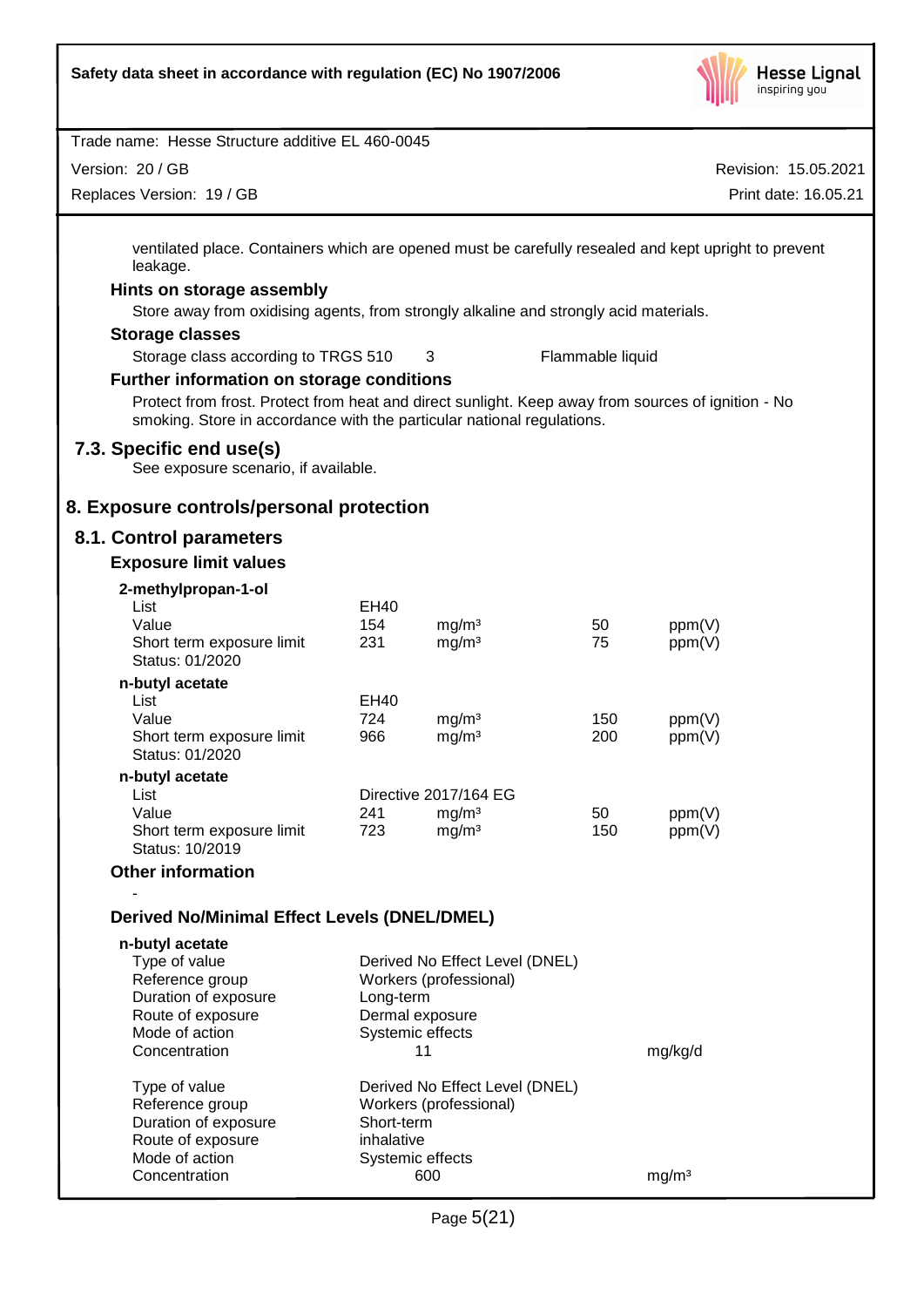ventilated place. Containers which are opened must be carefully resealed and kept upright to prevent leakage.

**Hints on storage assembly**

Store away from oxidising agents, from strongly alkaline and strongly acid materials.

**Storage classes**

Storage class according to TRGS 510 3 Flammable liquid

**Further information on storage conditions**

Protect from frost. Protect from heat and direct sunlight. Keep away from sources of ignition - No smoking. Store in accordance with the particular national regulations.

## 7.3. Specific end use(s)

See exposure scenario, if available.

# 8. Exposure controls/personal protection

## 8.1. Control parameters

### Exposure limit values

**2-methylpropan-1-ol**

| | | | | |
|---|---|---|---|---|
| List | EH40 | | | |
| Value | 154 | mg/m³ | 50 | ppm(V) |
| Short term exposure limit | 231 | mg/m³ | 75 | ppm(V) |
| Status: 01/2020 | | | | |

**n-butyl acetate**

| | | | | |
|---|---|---|---|---|
| List | EH40 | | | |
| Value | 724 | mg/m³ | 150 | ppm(V) |
| Short term exposure limit | 966 | mg/m³ | 200 | ppm(V) |
| Status: 01/2020 | | | | |

**n-butyl acetate**

| | | | | |
|---|---|---|---|---|
| List | Directive 2017/164 EG | | | |
| Value | 241 | mg/m³ | 50 | ppm(V) |
| Short term exposure limit | 723 | mg/m³ | 150 | ppm(V) |
| Status: 10/2019 | | | | |

### Other information

-

### Derived No/Minimal Effect Levels (DNEL/DMEL)

**n-butyl acetate**

| | | |
|---|---|---|
| Type of value | Derived No Effect Level (DNEL) | |
| Reference group | Workers (professional) | |
| Duration of exposure | Long-term | |
| Route of exposure | Dermal exposure | |
| Mode of action | Systemic effects | |
| Concentration | 11 | mg/kg/d |

| | | |
|---|---|---|
| Type of value | Derived No Effect Level (DNEL) | |
| Reference group | Workers (professional) | |
| Duration of exposure | Short-term | |
| Route of exposure | inhalative | |
| Mode of action | Systemic effects | |
| Concentration | 600 | mg/m³ |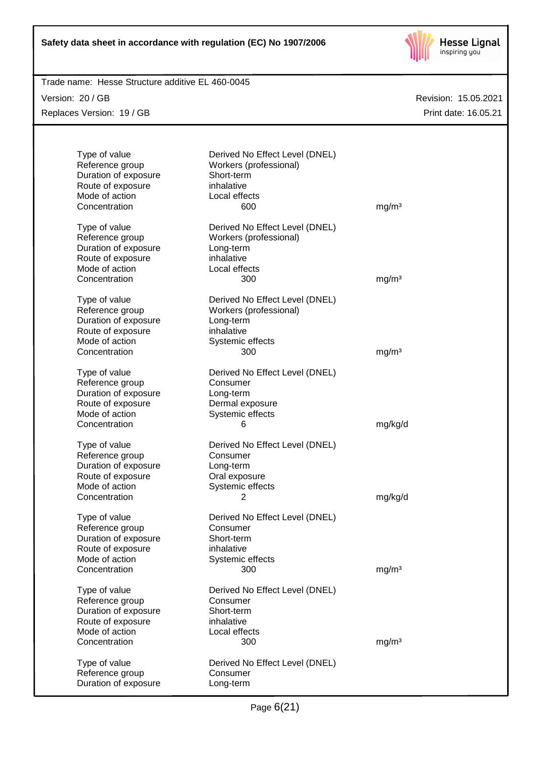| | | |
|---|---|---|
| Type of value | Derived No Effect Level (DNEL) | |
| Reference group | Workers (professional) | |
| Duration of exposure | Short-term | |
| Route of exposure | inhalative | |
| Mode of action | Local effects | |
| Concentration | 600 | mg/m³ |

| | | |
|---|---|---|
| Type of value | Derived No Effect Level (DNEL) | |
| Reference group | Workers (professional) | |
| Duration of exposure | Long-term | |
| Route of exposure | inhalative | |
| Mode of action | Local effects | |
| Concentration | 300 | mg/m³ |

| | | |
|---|---|---|
| Type of value | Derived No Effect Level (DNEL) | |
| Reference group | Workers (professional) | |
| Duration of exposure | Long-term | |
| Route of exposure | inhalative | |
| Mode of action | Systemic effects | |
| Concentration | 300 | mg/m³ |

| | | |
|---|---|---|
| Type of value | Derived No Effect Level (DNEL) | |
| Reference group | Consumer | |
| Duration of exposure | Long-term | |
| Route of exposure | Dermal exposure | |
| Mode of action | Systemic effects | |
| Concentration | 6 | mg/kg/d |

| | | |
|---|---|---|
| Type of value | Derived No Effect Level (DNEL) | |
| Reference group | Consumer | |
| Duration of exposure | Long-term | |
| Route of exposure | Oral exposure | |
| Mode of action | Systemic effects | |
| Concentration | 2 | mg/kg/d |

| | | |
|---|---|---|
| Type of value | Derived No Effect Level (DNEL) | |
| Reference group | Consumer | |
| Duration of exposure | Short-term | |
| Route of exposure | inhalative | |
| Mode of action | Systemic effects | |
| Concentration | 300 | mg/m³ |

| | | |
|---|---|---|
| Type of value | Derived No Effect Level (DNEL) | |
| Reference group | Consumer | |
| Duration of exposure | Short-term | |
| Route of exposure | inhalative | |
| Mode of action | Local effects | |
| Concentration | 300 | mg/m³ |

| | | |
|---|---|---|
| Type of value | Derived No Effect Level (DNEL) | |
| Reference group | Consumer | |
| Duration of exposure | Long-term | |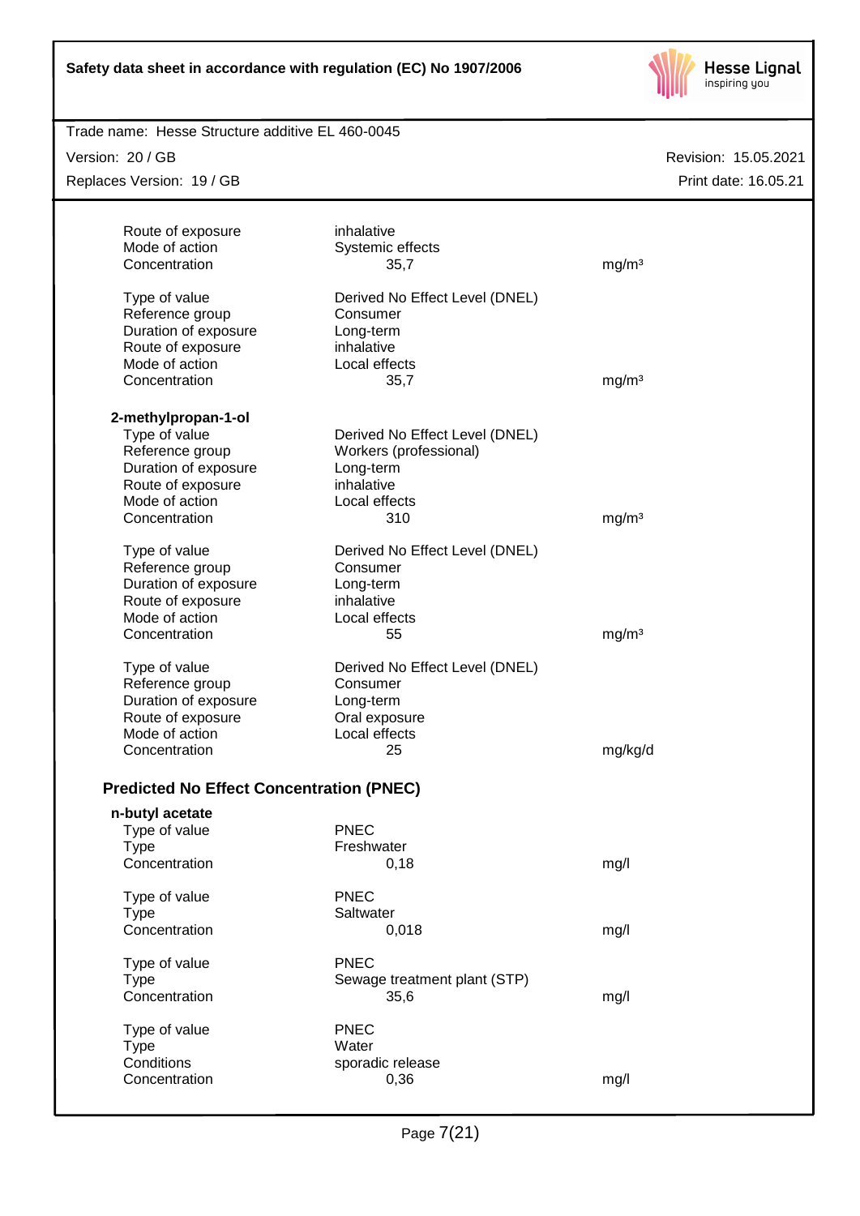| | | |
|---|---|---|
| Route of exposure | inhalative | |
| Mode of action | Systemic effects | |
| Concentration | 35,7 | mg/m³ |

| | | |
|---|---|---|
| Type of value | Derived No Effect Level (DNEL) | |
| Reference group | Consumer | |
| Duration of exposure | Long-term | |
| Route of exposure | inhalative | |
| Mode of action | Local effects | |
| Concentration | 35,7 | mg/m³ |

**2-methylpropan-1-ol**

| | | |
|---|---|---|
| Type of value | Derived No Effect Level (DNEL) | |
| Reference group | Workers (professional) | |
| Duration of exposure | Long-term | |
| Route of exposure | inhalative | |
| Mode of action | Local effects | |
| Concentration | 310 | mg/m³ |

| | | |
|---|---|---|
| Type of value | Derived No Effect Level (DNEL) | |
| Reference group | Consumer | |
| Duration of exposure | Long-term | |
| Route of exposure | inhalative | |
| Mode of action | Local effects | |
| Concentration | 55 | mg/m³ |

| | | |
|---|---|---|
| Type of value | Derived No Effect Level (DNEL) | |
| Reference group | Consumer | |
| Duration of exposure | Long-term | |
| Route of exposure | Oral exposure | |
| Mode of action | Local effects | |
| Concentration | 25 | mg/kg/d |

## Predicted No Effect Concentration (PNEC)

**n-butyl acetate**

| | | |
|---|---|---|
| Type of value | PNEC | |
| Type | Freshwater | |
| Concentration | 0,18 | mg/l |

| | | |
|---|---|---|
| Type of value | PNEC | |
| Type | Saltwater | |
| Concentration | 0,018 | mg/l |

| | | |
|---|---|---|
| Type of value | PNEC | |
| Type | Sewage treatment plant (STP) | |
| Concentration | 35,6 | mg/l |

| | | |
|---|---|---|
| Type of value | PNEC | |
| Type | Water | |
| Conditions | sporadic release | |
| Concentration | 0,36 | mg/l |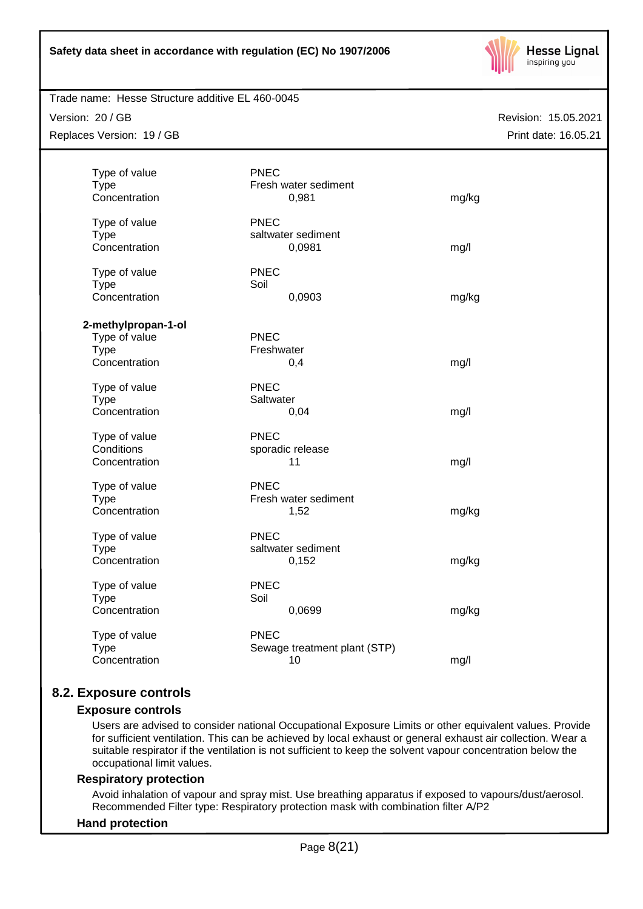| | | |
|---|---|---|
| Type of value | PNEC | |
| Type | Fresh water sediment | |
| Concentration | 0,981 | mg/kg |
| | | |
| Type of value | PNEC | |
| Type | saltwater sediment | |
| Concentration | 0,0981 | mg/l |
| | | |
| Type of value | PNEC | |
| Type | Soil | |
| Concentration | 0,0903 | mg/kg |

**2-methylpropan-1-ol**

| | | |
|---|---|---|
| Type of value | PNEC | |
| Type | Freshwater | |
| Concentration | 0,4 | mg/l |
| | | |
| Type of value | PNEC | |
| Type | Saltwater | |
| Concentration | 0,04 | mg/l |
| | | |
| Type of value | PNEC | |
| Conditions | sporadic release | |
| Concentration | 11 | mg/l |
| | | |
| Type of value | PNEC | |
| Type | Fresh water sediment | |
| Concentration | 1,52 | mg/kg |
| | | |
| Type of value | PNEC | |
| Type | saltwater sediment | |
| Concentration | 0,152 | mg/kg |
| | | |
| Type of value | PNEC | |
| Type | Soil | |
| Concentration | 0,0699 | mg/kg |
| | | |
| Type of value | PNEC | |
| Type | Sewage treatment plant (STP) | |
| Concentration | 10 | mg/l |

## 8.2. Exposure controls

### Exposure controls

Users are advised to consider national Occupational Exposure Limits or other equivalent values. Provide for sufficient ventilation. This can be achieved by local exhaust or general exhaust air collection. Wear a suitable respirator if the ventilation is not sufficient to keep the solvent vapour concentration below the occupational limit values.

### Respiratory protection

Avoid inhalation of vapour and spray mist. Use breathing apparatus if exposed to vapours/dust/aerosol. Recommended Filter type: Respiratory protection mask with combination filter A/P2

### Hand protection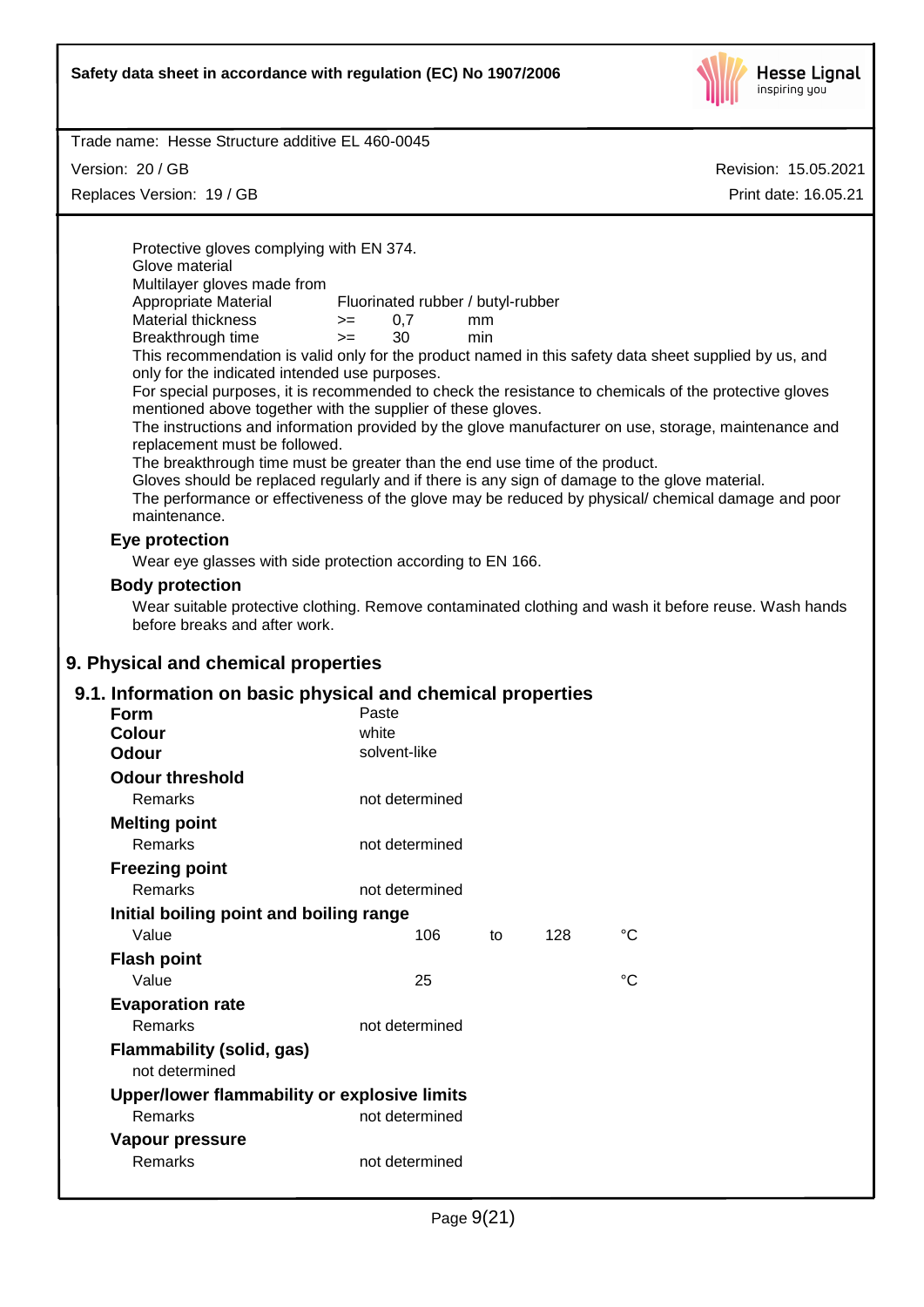Protective gloves complying with EN 374.
Glove material
Multilayer gloves made from

| | | | |
|---|---|---|---|
| Appropriate Material | Fluorinated rubber / butyl-rubber | | |
| Material thickness | >= | 0,7 | mm |
| Breakthrough time | >= | 30 | min |

This recommendation is valid only for the product named in this safety data sheet supplied by us, and only for the indicated intended use purposes.
For special purposes, it is recommended to check the resistance to chemicals of the protective gloves mentioned above together with the supplier of these gloves.
The instructions and information provided by the glove manufacturer on use, storage, maintenance and replacement must be followed.
The breakthrough time must be greater than the end use time of the product.
Gloves should be replaced regularly and if there is any sign of damage to the glove material.
The performance or effectiveness of the glove may be reduced by physical/ chemical damage and poor maintenance.

**Eye protection**

Wear eye glasses with side protection according to EN 166.

**Body protection**

Wear suitable protective clothing. Remove contaminated clothing and wash it before reuse. Wash hands before breaks and after work.

## 9. Physical and chemical properties

### 9.1. Information on basic physical and chemical properties

**Form** Paste
**Colour** white
**Odour** solvent-like

**Odour threshold**
Remarks not determined

**Melting point**
Remarks not determined

**Freezing point**
Remarks not determined

**Initial boiling point and boiling range**
Value 106 to 128 °C

**Flash point**
Value 25 °C

**Evaporation rate**
Remarks not determined

**Flammability (solid, gas)**
not determined

**Upper/lower flammability or explosive limits**
Remarks not determined

**Vapour pressure**
Remarks not determined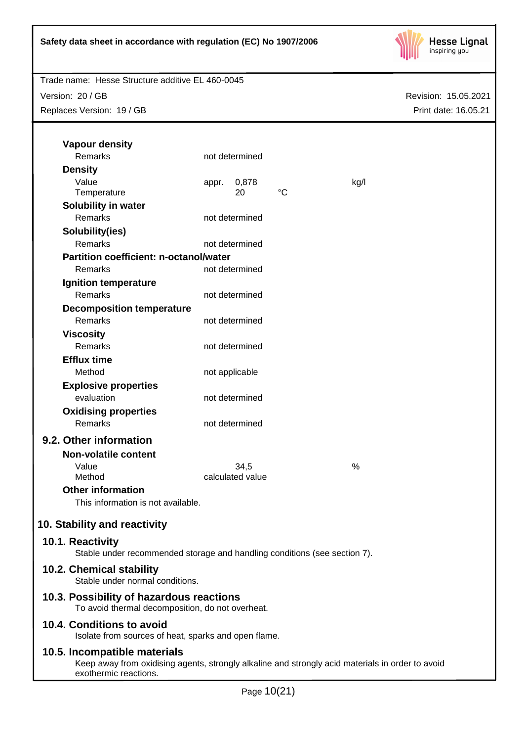**Vapour density**

| | | | |
|---|---|---|---|
| Remarks | not determined | | |

**Density**

| | | | |
|---|---|---|---|
| Value | appr. 0,878 | | kg/l |
| Temperature | 20 | °C | |

**Solubility in water**

| | |
|---|---|
| Remarks | not determined |

**Solubility(ies)**

| | |
|---|---|
| Remarks | not determined |

**Partition coefficient: n-octanol/water**

| | |
|---|---|
| Remarks | not determined |

**Ignition temperature**

| | |
|---|---|
| Remarks | not determined |

**Decomposition temperature**

| | |
|---|---|
| Remarks | not determined |

**Viscosity**

| | |
|---|---|
| Remarks | not determined |

**Efflux time**

| | |
|---|---|
| Method | not applicable |

**Explosive properties**

| | |
|---|---|
| evaluation | not determined |

**Oxidising properties**

| | |
|---|---|
| Remarks | not determined |

### 9.2. Other information

**Non-volatile content**

| | | |
|---|---|---|
| Value | 34,5 | % |
| Method | calculated value | |

**Other information**

This information is not available.

## 10. Stability and reactivity

### 10.1. Reactivity

Stable under recommended storage and handling conditions (see section 7).

### 10.2. Chemical stability

Stable under normal conditions.

### 10.3. Possibility of hazardous reactions

To avoid thermal decomposition, do not overheat.

### 10.4. Conditions to avoid

Isolate from sources of heat, sparks and open flame.

### 10.5. Incompatible materials

Keep away from oxidising agents, strongly alkaline and strongly acid materials in order to avoid exothermic reactions.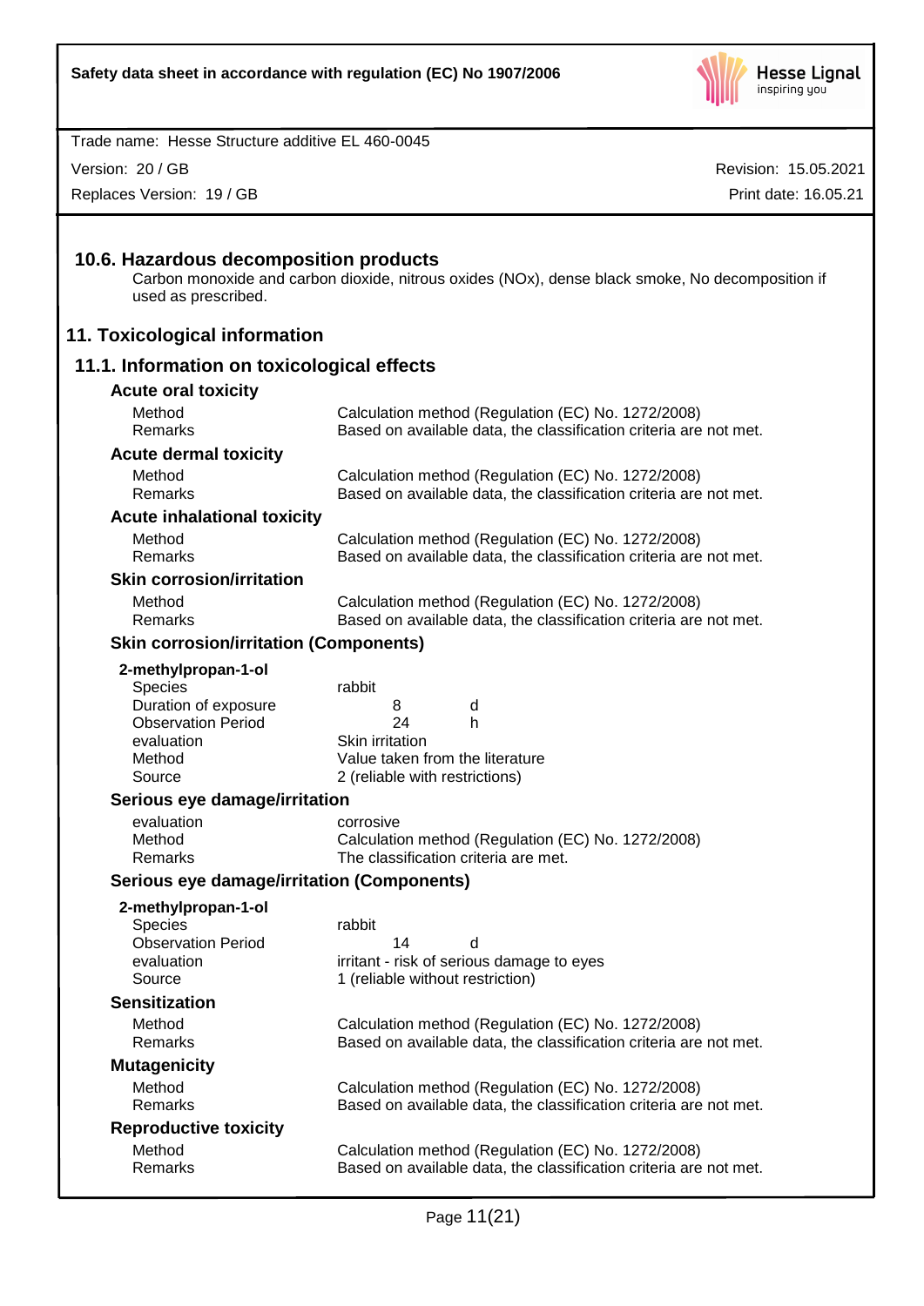### 10.6. Hazardous decomposition products

Carbon monoxide and carbon dioxide, nitrous oxides (NOx), dense black smoke, No decomposition if used as prescribed.

## 11. Toxicological information

### 11.1. Information on toxicological effects

**Acute oral toxicity**

| | |
|---|---|
| Method | Calculation method (Regulation (EC) No. 1272/2008) |
| Remarks | Based on available data, the classification criteria are not met. |

**Acute dermal toxicity**

| | |
|---|---|
| Method | Calculation method (Regulation (EC) No. 1272/2008) |
| Remarks | Based on available data, the classification criteria are not met. |

**Acute inhalational toxicity**

| | |
|---|---|
| Method | Calculation method (Regulation (EC) No. 1272/2008) |
| Remarks | Based on available data, the classification criteria are not met. |

**Skin corrosion/irritation**

| | |
|---|---|
| Method | Calculation method (Regulation (EC) No. 1272/2008) |
| Remarks | Based on available data, the classification criteria are not met. |

**Skin corrosion/irritation (Components)**

**2-methylpropan-1-ol**

| | | |
|---|---|---|
| Species | rabbit | |
| Duration of exposure | 8 | d |
| Observation Period | 24 | h |
| evaluation | Skin irritation | |
| Method | Value taken from the literature | |
| Source | 2 (reliable with restrictions) | |

**Serious eye damage/irritation**

| | |
|---|---|
| evaluation | corrosive |
| Method | Calculation method (Regulation (EC) No. 1272/2008) |
| Remarks | The classification criteria are met. |

**Serious eye damage/irritation (Components)**

**2-methylpropan-1-ol**

| | | |
|---|---|---|
| Species | rabbit | |
| Observation Period | 14 | d |
| evaluation | irritant - risk of serious damage to eyes | |
| Source | 1 (reliable without restriction) | |

**Sensitization**

| | |
|---|---|
| Method | Calculation method (Regulation (EC) No. 1272/2008) |
| Remarks | Based on available data, the classification criteria are not met. |

**Mutagenicity**

| | |
|---|---|
| Method | Calculation method (Regulation (EC) No. 1272/2008) |
| Remarks | Based on available data, the classification criteria are not met. |

**Reproductive toxicity**

| | |
|---|---|
| Method | Calculation method (Regulation (EC) No. 1272/2008) |
| Remarks | Based on available data, the classification criteria are not met. |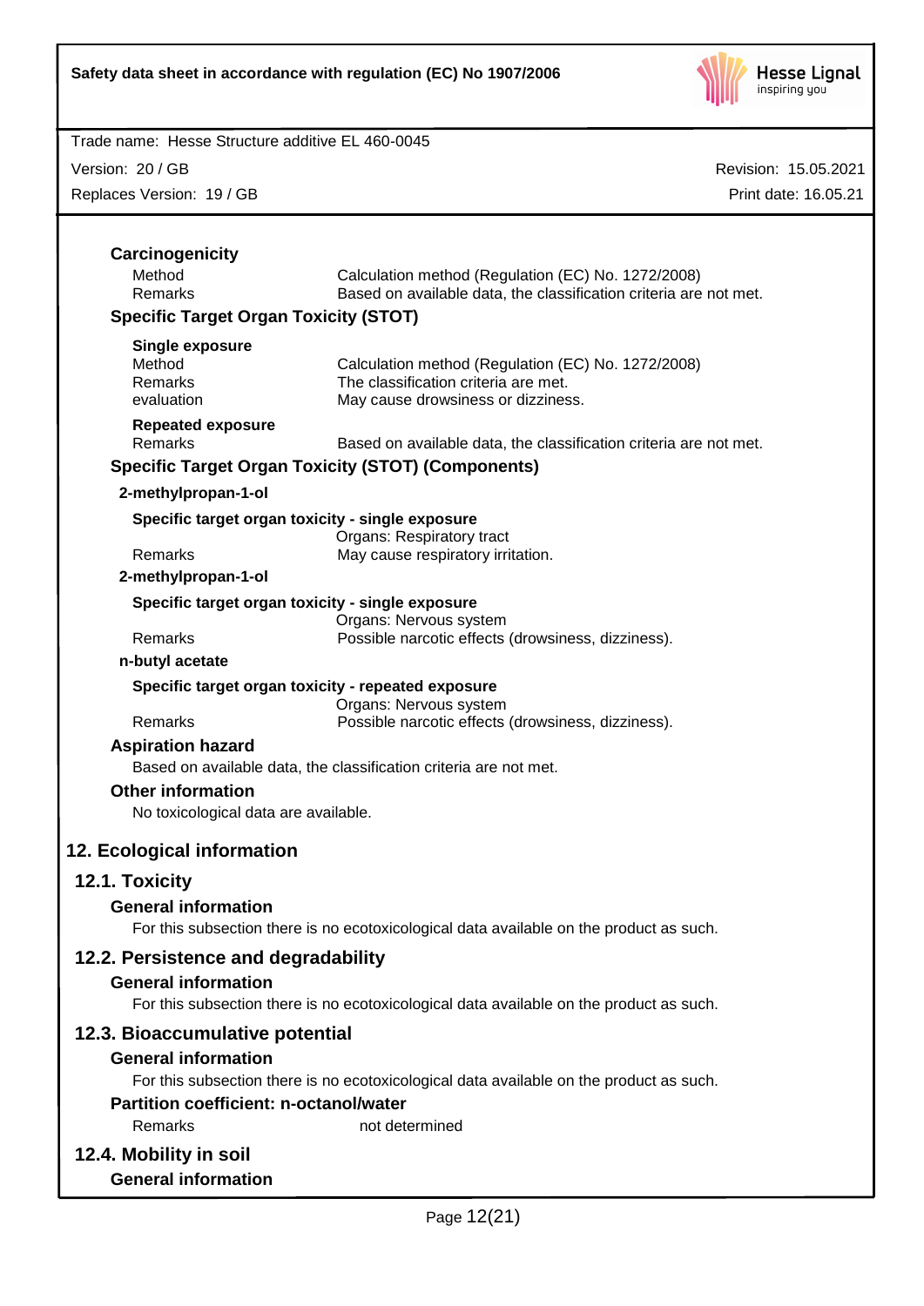### Carcinogenicity

| | |
|---|---|
| Method | Calculation method (Regulation (EC) No. 1272/2008) |
| Remarks | Based on available data, the classification criteria are not met. |

### Specific Target Organ Toxicity (STOT)

**Single exposure**

| | |
|---|---|
| Method | Calculation method (Regulation (EC) No. 1272/2008) |
| Remarks | The classification criteria are met. |
| evaluation | May cause drowsiness or dizziness. |

**Repeated exposure**

| | |
|---|---|
| Remarks | Based on available data, the classification criteria are not met. |

### Specific Target Organ Toxicity (STOT) (Components)

**2-methylpropan-1-ol**

**Specific target organ toxicity - single exposure**

| | |
|---|---|
| | Organs: Respiratory tract |
| Remarks | May cause respiratory irritation. |

**2-methylpropan-1-ol**

**Specific target organ toxicity - single exposure**

| | |
|---|---|
| | Organs: Nervous system |
| Remarks | Possible narcotic effects (drowsiness, dizziness). |

**n-butyl acetate**

**Specific target organ toxicity - repeated exposure**

| | |
|---|---|
| | Organs: Nervous system |
| Remarks | Possible narcotic effects (drowsiness, dizziness). |

### Aspiration hazard

Based on available data, the classification criteria are not met.

### Other information

No toxicological data are available.

## 12. Ecological information

## 12.1. Toxicity

### General information

For this subsection there is no ecotoxicological data available on the product as such.

## 12.2. Persistence and degradability

### General information

For this subsection there is no ecotoxicological data available on the product as such.

## 12.3. Bioaccumulative potential

### General information

For this subsection there is no ecotoxicological data available on the product as such.

### Partition coefficient: n-octanol/water

| | |
|---|---|
| Remarks | not determined |

## 12.4. Mobility in soil

### General information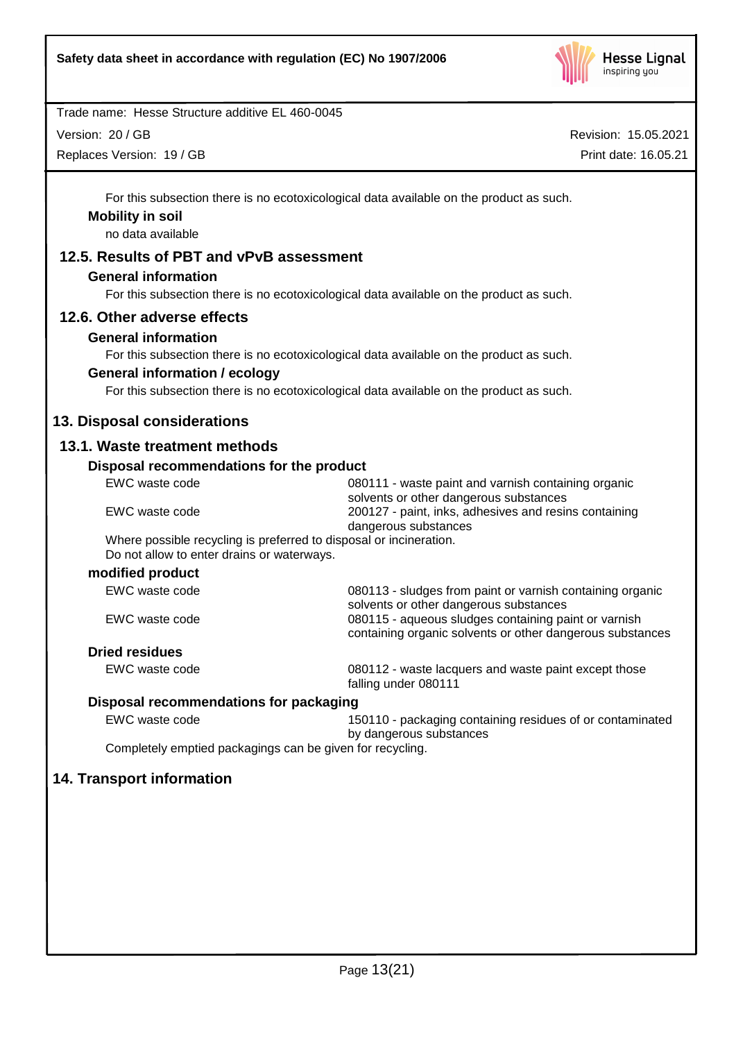For this subsection there is no ecotoxicological data available on the product as such.

**Mobility in soil**

no data available

## 12.5. Results of PBT and vPvB assessment

**General information**

For this subsection there is no ecotoxicological data available on the product as such.

## 12.6. Other adverse effects

**General information**

For this subsection there is no ecotoxicological data available on the product as such.

**General information / ecology**

For this subsection there is no ecotoxicological data available on the product as such.

# 13. Disposal considerations

## 13.1. Waste treatment methods

### Disposal recommendations for the product

| | |
|---|---|
| EWC waste code | 080111 - waste paint and varnish containing organic solvents or other dangerous substances |
| EWC waste code | 200127 - paint, inks, adhesives and resins containing dangerous substances |

Where possible recycling is preferred to disposal or incineration.
Do not allow to enter drains or waterways.

### modified product

| | |
|---|---|
| EWC waste code | 080113 - sludges from paint or varnish containing organic solvents or other dangerous substances |
| EWC waste code | 080115 - aqueous sludges containing paint or varnish containing organic solvents or other dangerous substances |

### Dried residues

| | |
|---|---|
| EWC waste code | 080112 - waste lacquers and waste paint except those falling under 080111 |

### Disposal recommendations for packaging

| | |
|---|---|
| EWC waste code | 150110 - packaging containing residues of or contaminated by dangerous substances |

Completely emptied packagings can be given for recycling.

# 14. Transport information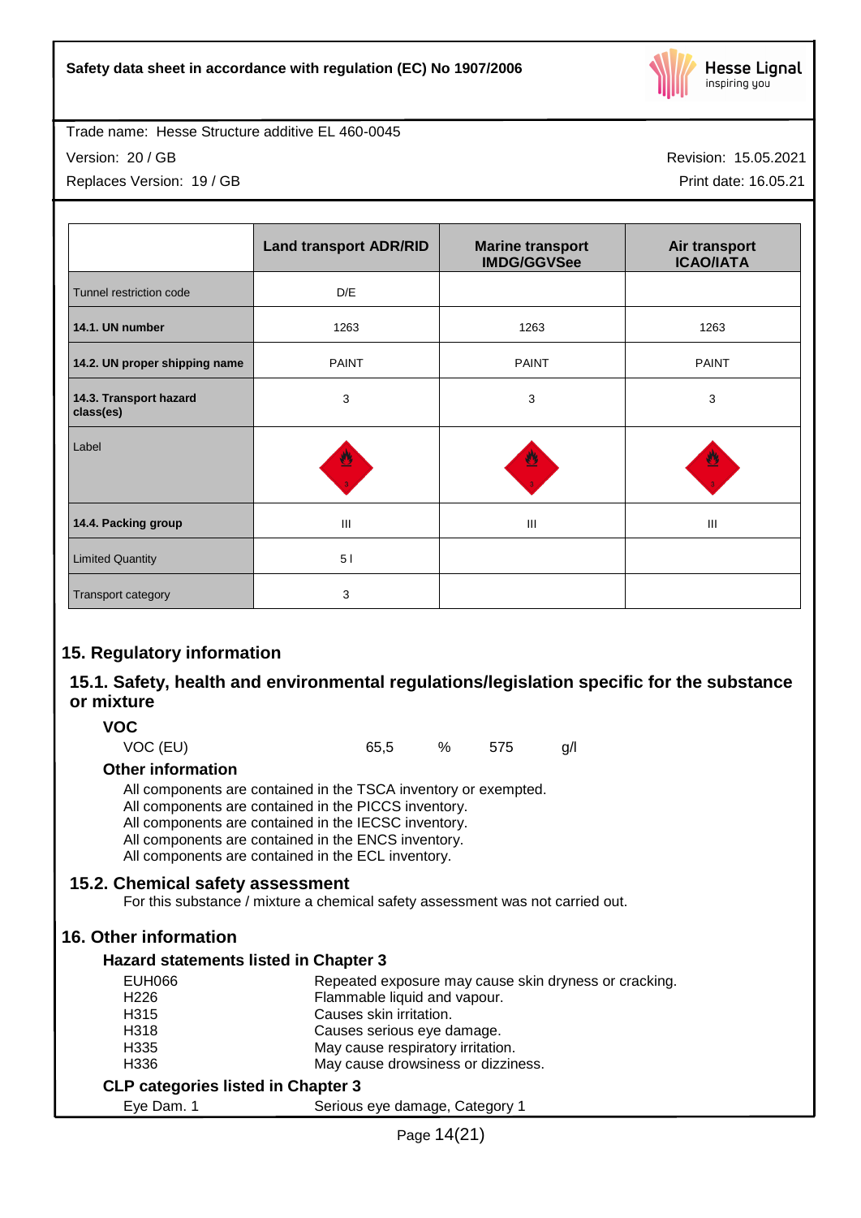Trade name: Hesse Structure additive EL 460-0045

Version: 20 / GB

Replaces Version: 19 / GB

Revision: 15.05.2021

Print date: 16.05.21

| | Land transport ADR/RID | Marine transport IMDG/GGVSee | Air transport ICAO/IATA |
|---|---|---|---|
| Tunnel restriction code | D/E | | |
| **14.1. UN number** | 1263 | 1263 | 1263 |
| **14.2. UN proper shipping name** | PAINT | PAINT | PAINT |
| **14.3. Transport hazard class(es)** | 3 | 3 | 3 |
| Label | 3 | 3 | 3 |
| **14.4. Packing group** | III | III | III |
| Limited Quantity | 5 l | | |
| Transport category | 3 | | |

## 15. Regulatory information

### 15.1. Safety, health and environmental regulations/legislation specific for the substance or mixture

#### VOC

VOC (EU) 65,5 % 575 g/l

#### Other information

All components are contained in the TSCA inventory or exempted.
All components are contained in the PICCS inventory.
All components are contained in the IECSC inventory.
All components are contained in the ENCS inventory.
All components are contained in the ECL inventory.

### 15.2. Chemical safety assessment

For this substance / mixture a chemical safety assessment was not carried out.

## 16. Other information

#### Hazard statements listed in Chapter 3

| | |
|---|---|
| EUH066 | Repeated exposure may cause skin dryness or cracking. |
| H226 | Flammable liquid and vapour. |
| H315 | Causes skin irritation. |
| H318 | Causes serious eye damage. |
| H335 | May cause respiratory irritation. |
| H336 | May cause drowsiness or dizziness. |

#### CLP categories listed in Chapter 3

| | |
|---|---|
| Eye Dam. 1 | Serious eye damage, Category 1 |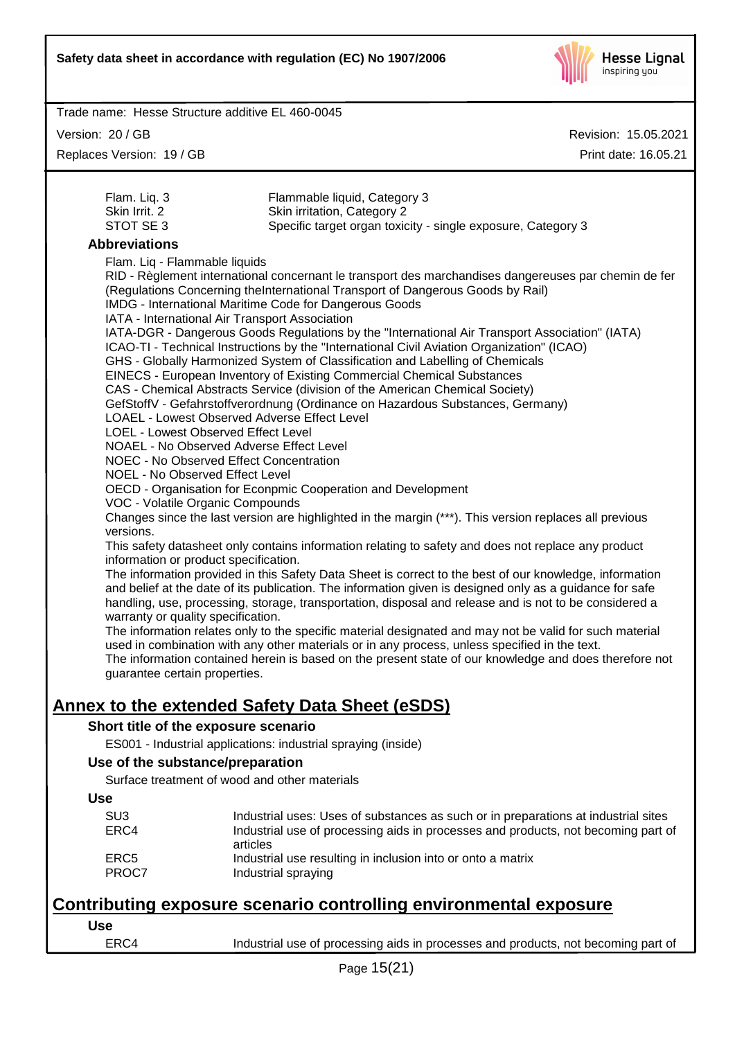| | |
|---|---|
| Flam. Liq. 3 | Flammable liquid, Category 3 |
| Skin Irrit. 2 | Skin irritation, Category 2 |
| STOT SE 3 | Specific target organ toxicity - single exposure, Category 3 |

### Abbreviations

Flam. Liq - Flammable liquids
RID - Règlement international concernant le transport des marchandises dangereuses par chemin de fer (Regulations Concerning theInternational Transport of Dangerous Goods by Rail)
IMDG - International Maritime Code for Dangerous Goods
IATA - International Air Transport Association
IATA-DGR - Dangerous Goods Regulations by the "International Air Transport Association" (IATA)
ICAO-TI - Technical Instructions by the "International Civil Aviation Organization" (ICAO)
GHS - Globally Harmonized System of Classification and Labelling of Chemicals
EINECS - European Inventory of Existing Commercial Chemical Substances
CAS - Chemical Abstracts Service (division of the American Chemical Society)
GefStoffV - Gefahrstoffverordnung (Ordinance on Hazardous Substances, Germany)
LOAEL - Lowest Observed Adverse Effect Level
LOEL - Lowest Observed Effect Level
NOAEL - No Observed Adverse Effect Level
NOEC - No Observed Effect Concentration
NOEL - No Observed Effect Level
OECD - Organisation for Econpmic Cooperation and Development
VOC - Volatile Organic Compounds

Changes since the last version are highlighted in the margin (***). This version replaces all previous versions.

This safety datasheet only contains information relating to safety and does not replace any product information or product specification.

The information provided in this Safety Data Sheet is correct to the best of our knowledge, information and belief at the date of its publication. The information given is designed only as a guidance for safe handling, use, processing, storage, transportation, disposal and release and is not to be considered a warranty or quality specification.

The information relates only to the specific material designated and may not be valid for such material used in combination with any other materials or in any process, unless specified in the text.

The information contained herein is based on the present state of our knowledge and does therefore not guarantee certain properties.

## Annex to the extended Safety Data Sheet (eSDS)

### Short title of the exposure scenario

ES001 - Industrial applications: industrial spraying (inside)

### Use of the substance/preparation

Surface treatment of wood and other materials

### Use

| | |
|---|---|
| SU3 | Industrial uses: Uses of substances as such or in preparations at industrial sites |
| ERC4 | Industrial use of processing aids in processes and products, not becoming part of articles |
| ERC5 | Industrial use resulting in inclusion into or onto a matrix |
| PROC7 | Industrial spraying |

## Contributing exposure scenario controlling environmental exposure

### Use

| | |
|---|---|
| ERC4 | Industrial use of processing aids in processes and products, not becoming part of |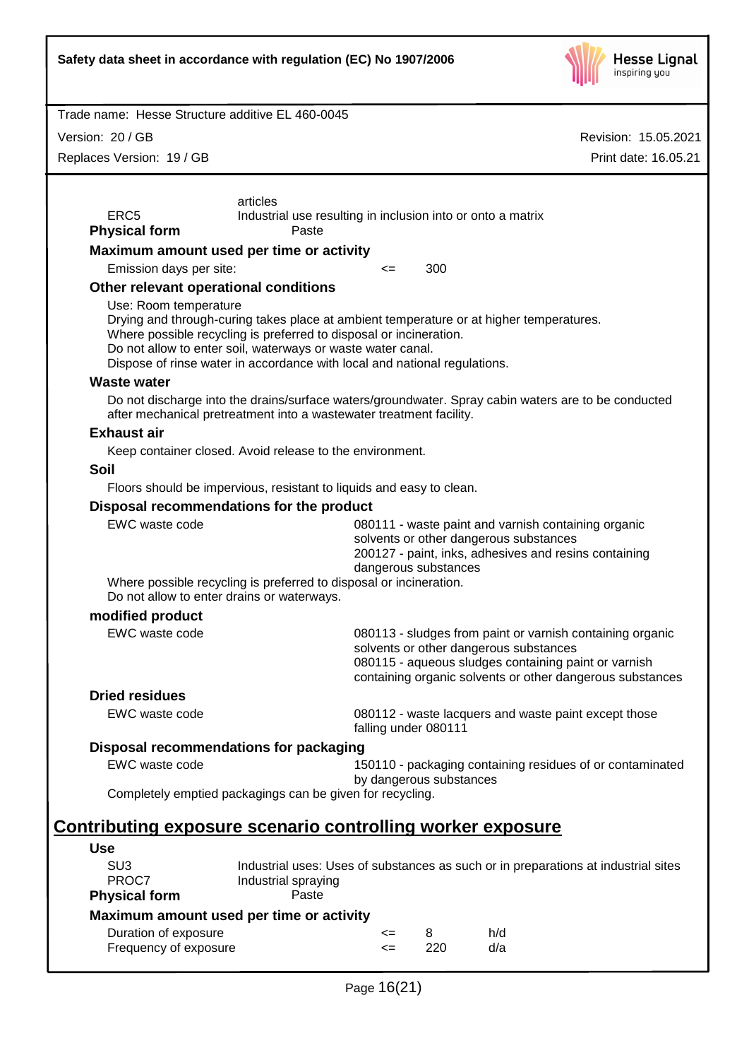| | |
|---|---|
| | articles |
| ERC5 | Industrial use resulting in inclusion into or onto a matrix |

**Physical form** Paste

**Maximum amount used per time or activity**

| | | |
|---|---|---|
| Emission days per site: | <= | 300 |

**Other relevant operational conditions**

Use: Room temperature
Drying and through-curing takes place at ambient temperature or at higher temperatures.
Where possible recycling is preferred to disposal or incineration.
Do not allow to enter soil, waterways or waste water canal.
Dispose of rinse water in accordance with local and national regulations.

**Waste water**

Do not discharge into the drains/surface waters/groundwater. Spray cabin waters are to be conducted after mechanical pretreatment into a wastewater treatment facility.

**Exhaust air**

Keep container closed. Avoid release to the environment.

**Soil**

Floors should be impervious, resistant to liquids and easy to clean.

**Disposal recommendations for the product**

| | |
|---|---|
| EWC waste code | 080111 - waste paint and varnish containing organic solvents or other dangerous substances<br>200127 - paint, inks, adhesives and resins containing dangerous substances |

Where possible recycling is preferred to disposal or incineration.
Do not allow to enter drains or waterways.

**modified product**

| | |
|---|---|
| EWC waste code | 080113 - sludges from paint or varnish containing organic solvents or other dangerous substances<br>080115 - aqueous sludges containing paint or varnish containing organic solvents or other dangerous substances |

**Dried residues**

| | |
|---|---|
| EWC waste code | 080112 - waste lacquers and waste paint except those falling under 080111 |

**Disposal recommendations for packaging**

| | |
|---|---|
| EWC waste code | 150110 - packaging containing residues of or contaminated by dangerous substances |

Completely emptied packagings can be given for recycling.

## Contributing exposure scenario controlling worker exposure

**Use**

| | |
|---|---|
| SU3 | Industrial uses: Uses of substances as such or in preparations at industrial sites |
| PROC7 | Industrial spraying |

**Physical form** Paste

**Maximum amount used per time or activity**

| | | | |
|---|---|---|---|
| Duration of exposure | <= | 8 | h/d |
| Frequency of exposure | <= | 220 | d/a |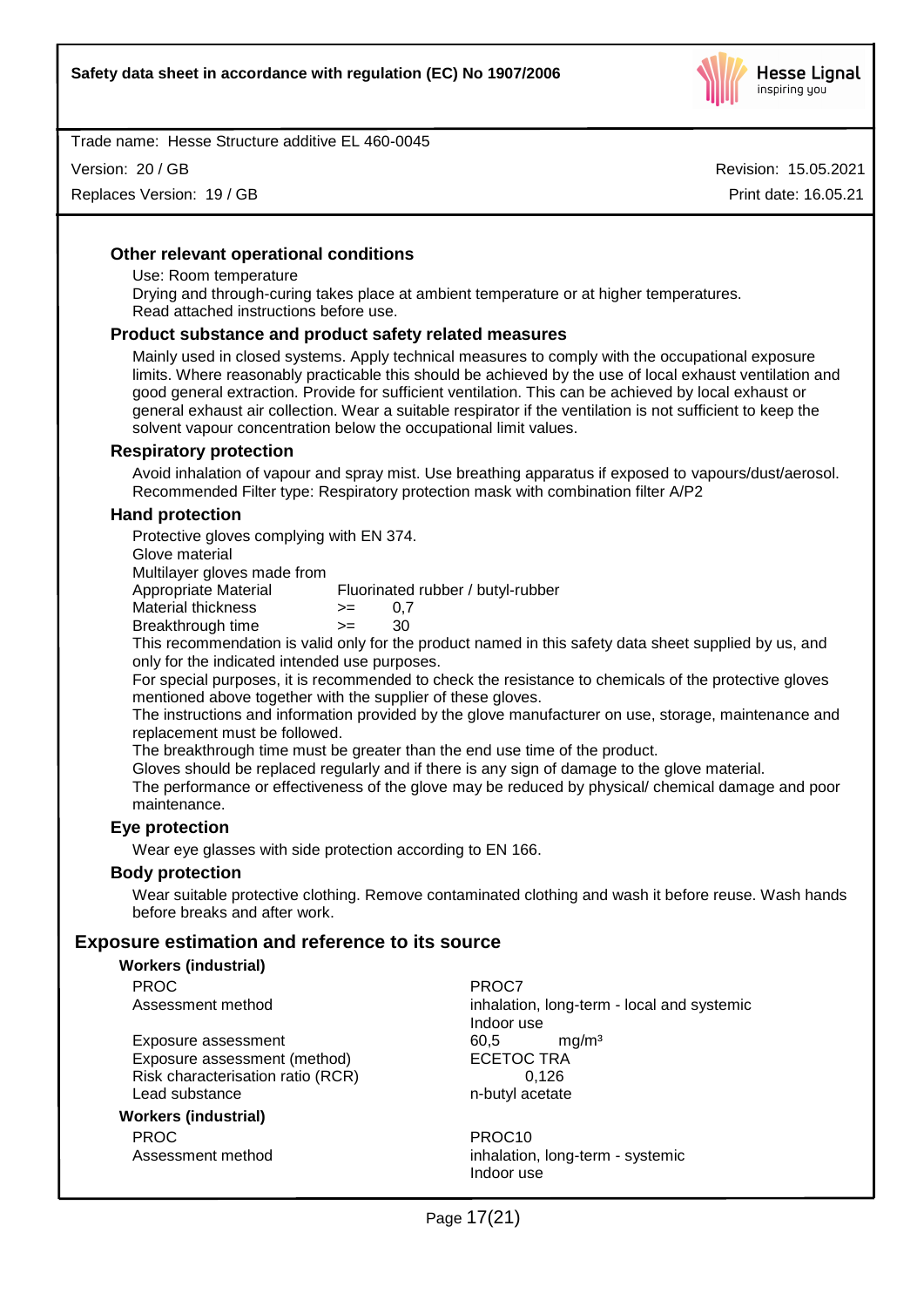### Other relevant operational conditions

Use: Room temperature

Drying and through-curing takes place at ambient temperature or at higher temperatures.

Read attached instructions before use.

### Product substance and product safety related measures

Mainly used in closed systems. Apply technical measures to comply with the occupational exposure limits. Where reasonably practicable this should be achieved by the use of local exhaust ventilation and good general extraction. Provide for sufficient ventilation. This can be achieved by local exhaust or general exhaust air collection. Wear a suitable respirator if the ventilation is not sufficient to keep the solvent vapour concentration below the occupational limit values.

### Respiratory protection

Avoid inhalation of vapour and spray mist. Use breathing apparatus if exposed to vapours/dust/aerosol. Recommended Filter type: Respiratory protection mask with combination filter A/P2

### Hand protection

Protective gloves complying with EN 374.

Glove material

Multilayer gloves made from

| | | |
|---|---|---|
| Appropriate Material | Fluorinated rubber / butyl-rubber | |
| Material thickness | >= | 0,7 |
| Breakthrough time | >= | 30 |

This recommendation is valid only for the product named in this safety data sheet supplied by us, and only for the indicated intended use purposes.

For special purposes, it is recommended to check the resistance to chemicals of the protective gloves mentioned above together with the supplier of these gloves.

The instructions and information provided by the glove manufacturer on use, storage, maintenance and replacement must be followed.

The breakthrough time must be greater than the end use time of the product.

Gloves should be replaced regularly and if there is any sign of damage to the glove material.

The performance or effectiveness of the glove may be reduced by physical/ chemical damage and poor maintenance.

### Eye protection

Wear eye glasses with side protection according to EN 166.

### Body protection

Wear suitable protective clothing. Remove contaminated clothing and wash it before reuse. Wash hands before breaks and after work.

## Exposure estimation and reference to its source

**Workers (industrial)**

| | |
|---|---|
| PROC | PROC7 |
| Assessment method | inhalation, long-term - local and systemic<br>Indoor use |
| Exposure assessment | 60,5 mg/m³ |
| Exposure assessment (method) | ECETOC TRA |
| Risk characterisation ratio (RCR) | 0,126 |
| Lead substance | n-butyl acetate |

**Workers (industrial)**

| | |
|---|---|
| PROC | PROC10 |
| Assessment method | inhalation, long-term - systemic<br>Indoor use |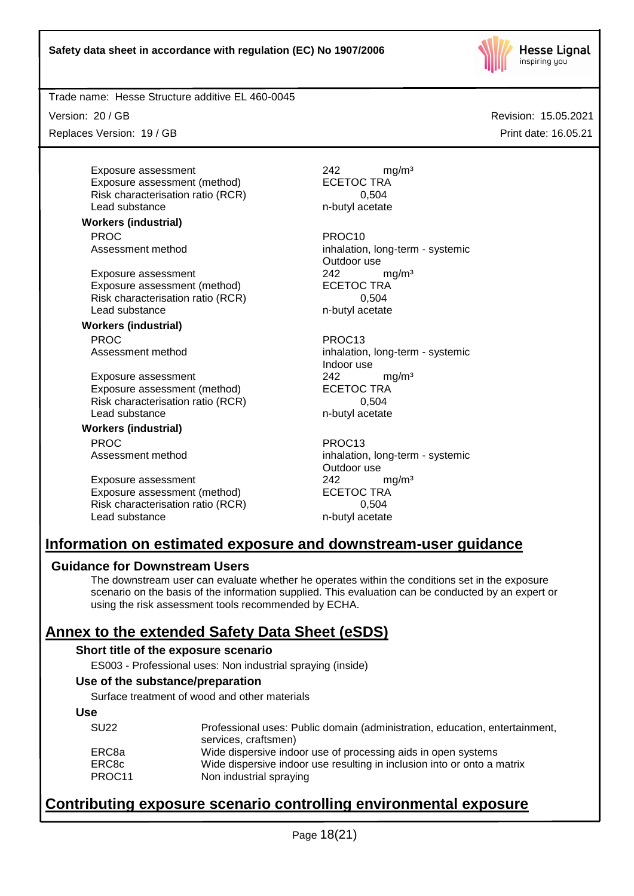| | |
|---|---|
| Exposure assessment | 242 mg/m³ |
| Exposure assessment (method) | ECETOC TRA |
| Risk characterisation ratio (RCR) | 0,504 |
| Lead substance | n-butyl acetate |

**Workers (industrial)**

| | |
|---|---|
| PROC | PROC10 |
| Assessment method | inhalation, long-term - systemic<br>Outdoor use |
| Exposure assessment | 242 mg/m³ |
| Exposure assessment (method) | ECETOC TRA |
| Risk characterisation ratio (RCR) | 0,504 |
| Lead substance | n-butyl acetate |

**Workers (industrial)**

| | |
|---|---|
| PROC | PROC13 |
| Assessment method | inhalation, long-term - systemic<br>Indoor use |
| Exposure assessment | 242 mg/m³ |
| Exposure assessment (method) | ECETOC TRA |
| Risk characterisation ratio (RCR) | 0,504 |
| Lead substance | n-butyl acetate |

**Workers (industrial)**

| | |
|---|---|
| PROC | PROC13 |
| Assessment method | inhalation, long-term - systemic<br>Outdoor use |
| Exposure assessment | 242 mg/m³ |
| Exposure assessment (method) | ECETOC TRA |
| Risk characterisation ratio (RCR) | 0,504 |
| Lead substance | n-butyl acetate |

## Information on estimated exposure and downstream-user guidance

### Guidance for Downstream Users

The downstream user can evaluate whether he operates within the conditions set in the exposure scenario on the basis of the information supplied. This evaluation can be conducted by an expert or using the risk assessment tools recommended by ECHA.

## Annex to the extended Safety Data Sheet (eSDS)

### Short title of the exposure scenario

ES003 - Professional uses: Non industrial spraying (inside)

### Use of the substance/preparation

Surface treatment of wood and other materials

### Use

| | |
|---|---|
| SU22 | Professional uses: Public domain (administration, education, entertainment, services, craftsmen) |
| ERC8a | Wide dispersive indoor use of processing aids in open systems |
| ERC8c | Wide dispersive indoor use resulting in inclusion into or onto a matrix |
| PROC11 | Non industrial spraying |

## Contributing exposure scenario controlling environmental exposure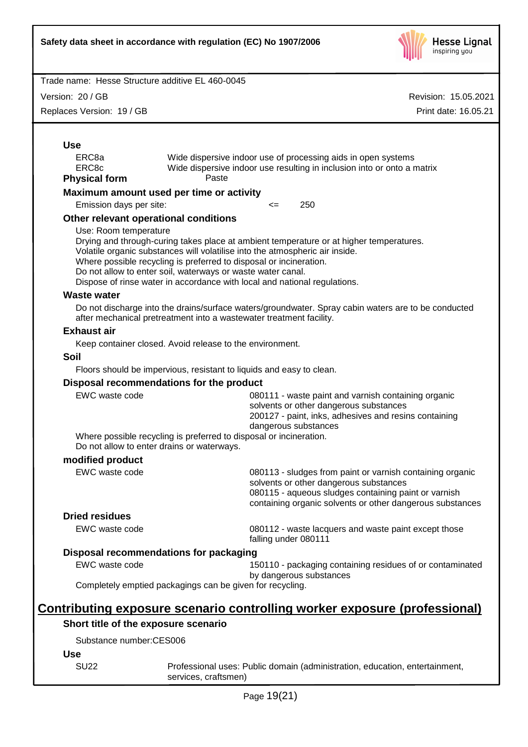**Use**

| | |
|---|---|
| ERC8a | Wide dispersive indoor use of processing aids in open systems |
| ERC8c | Wide dispersive indoor use resulting in inclusion into or onto a matrix |

**Physical form** Paste

**Maximum amount used per time or activity**

Emission days per site: <= 250

**Other relevant operational conditions**

Use: Room temperature
Drying and through-curing takes place at ambient temperature or at higher temperatures.
Volatile organic substances will volatilise into the atmospheric air inside.
Where possible recycling is preferred to disposal or incineration.
Do not allow to enter soil, waterways or waste water canal.
Dispose of rinse water in accordance with local and national regulations.

**Waste water**

Do not discharge into the drains/surface waters/groundwater. Spray cabin waters are to be conducted after mechanical pretreatment into a wastewater treatment facility.

**Exhaust air**

Keep container closed. Avoid release to the environment.

**Soil**

Floors should be impervious, resistant to liquids and easy to clean.

**Disposal recommendations for the product**

| | |
|---|---|
| EWC waste code | 080111 - waste paint and varnish containing organic solvents or other dangerous substances<br>200127 - paint, inks, adhesives and resins containing dangerous substances |

Where possible recycling is preferred to disposal or incineration.
Do not allow to enter drains or waterways.

**modified product**

| | |
|---|---|
| EWC waste code | 080113 - sludges from paint or varnish containing organic solvents or other dangerous substances<br>080115 - aqueous sludges containing paint or varnish containing organic solvents or other dangerous substances |

**Dried residues**

| | |
|---|---|
| EWC waste code | 080112 - waste lacquers and waste paint except those falling under 080111 |

**Disposal recommendations for packaging**

| | |
|---|---|
| EWC waste code | 150110 - packaging containing residues of or contaminated by dangerous substances |

Completely emptied packagings can be given for recycling.

## Contributing exposure scenario controlling worker exposure (professional)

**Short title of the exposure scenario**

Substance number:CES006

**Use**

| | |
|---|---|
| SU22 | Professional uses: Public domain (administration, education, entertainment, services, craftsmen) |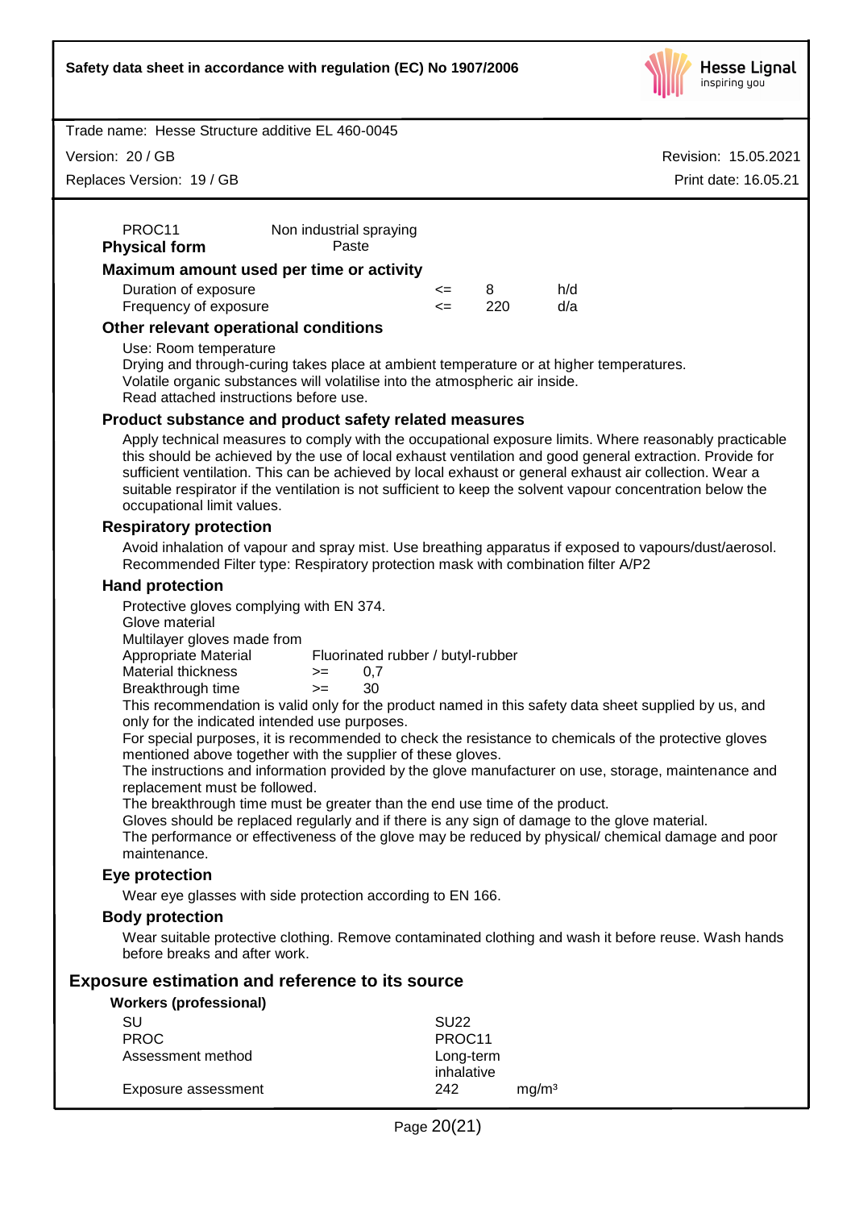| | |
|---|---|
| PROC11 | Non industrial spraying |

**Physical form** Paste

**Maximum amount used per time or activity**

| | | | |
|---|---|---|---|
| Duration of exposure | <= | 8 | h/d |
| Frequency of exposure | <= | 220 | d/a |

**Other relevant operational conditions**

Use: Room temperature
Drying and through-curing takes place at ambient temperature or at higher temperatures.
Volatile organic substances will volatilise into the atmospheric air inside.
Read attached instructions before use.

**Product substance and product safety related measures**

Apply technical measures to comply with the occupational exposure limits. Where reasonably practicable this should be achieved by the use of local exhaust ventilation and good general extraction. Provide for sufficient ventilation. This can be achieved by local exhaust or general exhaust air collection. Wear a suitable respirator if the ventilation is not sufficient to keep the solvent vapour concentration below the occupational limit values.

**Respiratory protection**

Avoid inhalation of vapour and spray mist. Use breathing apparatus if exposed to vapours/dust/aerosol. Recommended Filter type: Respiratory protection mask with combination filter A/P2

**Hand protection**

Protective gloves complying with EN 374.
Glove material
Multilayer gloves made from

| | | |
|---|---|---|
| Appropriate Material | Fluorinated rubber / butyl-rubber | |
| Material thickness | >= | 0,7 |
| Breakthrough time | >= | 30 |

This recommendation is valid only for the product named in this safety data sheet supplied by us, and only for the indicated intended use purposes.
For special purposes, it is recommended to check the resistance to chemicals of the protective gloves mentioned above together with the supplier of these gloves.
The instructions and information provided by the glove manufacturer on use, storage, maintenance and replacement must be followed.
The breakthrough time must be greater than the end use time of the product.
Gloves should be replaced regularly and if there is any sign of damage to the glove material.
The performance or effectiveness of the glove may be reduced by physical/ chemical damage and poor maintenance.

**Eye protection**

Wear eye glasses with side protection according to EN 166.

**Body protection**

Wear suitable protective clothing. Remove contaminated clothing and wash it before reuse. Wash hands before breaks and after work.

## Exposure estimation and reference to its source

**Workers (professional)**

| | | |
|---|---|---|
| SU | SU22 | |
| PROC | PROC11 | |
| Assessment method | Long-term inhalative | |
| Exposure assessment | 242 | mg/m³ |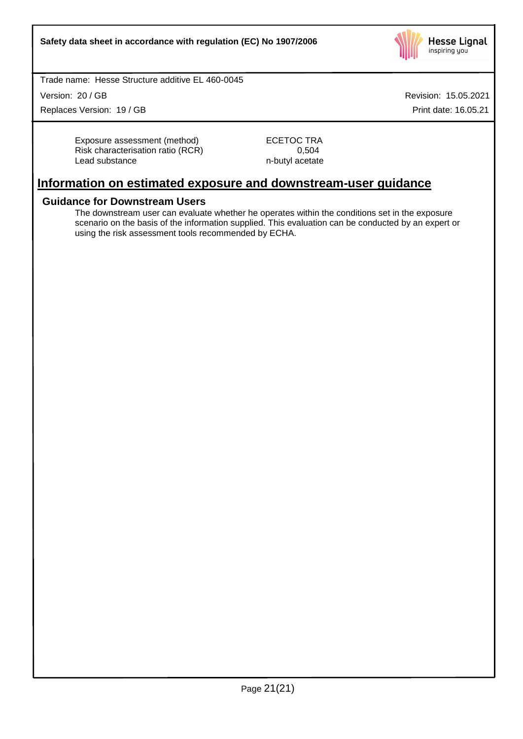| | |
|---|---|
| Exposure assessment (method) | ECETOC TRA |
| Risk characterisation ratio (RCR) | 0,504 |
| Lead substance | n-butyl acetate |

## Information on estimated exposure and downstream-user guidance

### Guidance for Downstream Users

The downstream user can evaluate whether he operates within the conditions set in the exposure scenario on the basis of the information supplied. This evaluation can be conducted by an expert or using the risk assessment tools recommended by ECHA.